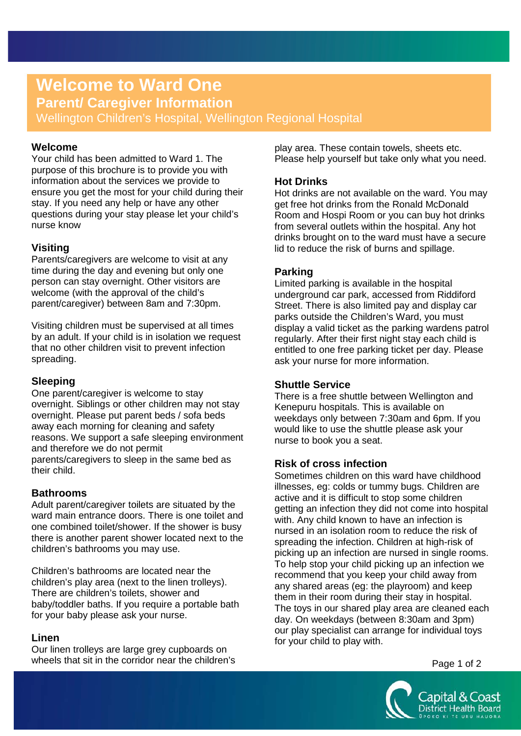# Welcome to Ward One

## Parent/ Caregiver Information

Wellington Children's Hospital, Wellington Regional Hospital

### Welcome

Your child has been admitted to Ward 1. The purpose of this brochure is to provide you with information about the services we provide to ensure you get the most for your child during their stay. If you need any help or have any other questions during your stay please let your child's nurse know

### Visiting

Parents/caregivers are welcome to visit at any time during the day and evening but only one person can stay overnight. Other visitors are welcome (with the approval of the child's parent/caregiver) between 8am and 7:30pm.

Visiting children must be supervised at all times by an adult. If your child is in isolation we request that no other children visit to prevent infection spreading.

### Sleeping

One parent/caregiver is welcome to stay overnight. Siblings or other children may not stay overnight. Please put parent beds / sofa beds away each morning for cleaning and safety reasons. We support a safe sleeping environment and therefore we do not permit parents/caregivers to sleep in the same bed as their child.

### Bathrooms

Adult parent/caregiver toilets are situated by the ward main entrance doors. There is one toilet and one combined toilet/shower. If the shower is busy there is another parent shower located next to the children's bathrooms you may use.

Children's bathrooms are located near the children's play area (next to the linen trolleys). There are children's toilets, shower and baby/toddler baths. If you require a portable bath for your baby please ask your nurse.

### Linen

Our linen trolleys are large grey cupboards on wheels that sit in the corridor near the children's play area. These contain towels, sheets etc. Please help yourself but take only what you need.

### Hot Drinks

Hot drinks are not available on the ward. You may get free hot drinks from the Ronald McDonald Room and Hospi Room or you can buy hot drinks from several outlets within the hospital. Any hot drinks brought on to the ward must have a secure lid to reduce the risk of burns and spillage.

### Parking

Limited parking is available in the hospital underground car park, accessed from Riddiford Street. There is also limited pay and display car parks outside the Children's Ward, you must display a valid ticket as the parking wardens patrol regularly. After their first night stay each child is entitled to one free parking ticket per day. Please ask your nurse for more information.

### Shuttle Service

There is a free shuttle between Wellington and Kenepuru hospitals. This is available on weekdays only between 7:30am and 6pm. If you would like to use the shuttle please ask your nurse to book you a seat.

### Risk of cross infection

Sometimes children on this ward have childhood illnesses, eg: colds or tummy bugs. Children are active and it is difficult to stop some children getting an infection they did not come into hospital with. Any child known to have an infection is nursed in an isolation room to reduce the risk of spreading the infection. Children at high-risk of picking up an infection are nursed in single rooms. To help stop your child picking up an infection we recommend that you keep your child away from any shared areas (eg: the playroom) and keep them in their room during their stay in hospital. The toys in our shared play area are cleaned each day. On weekdays (between 8:30am and 3pm) our play specialist can arrange for individual toys for your child to play with.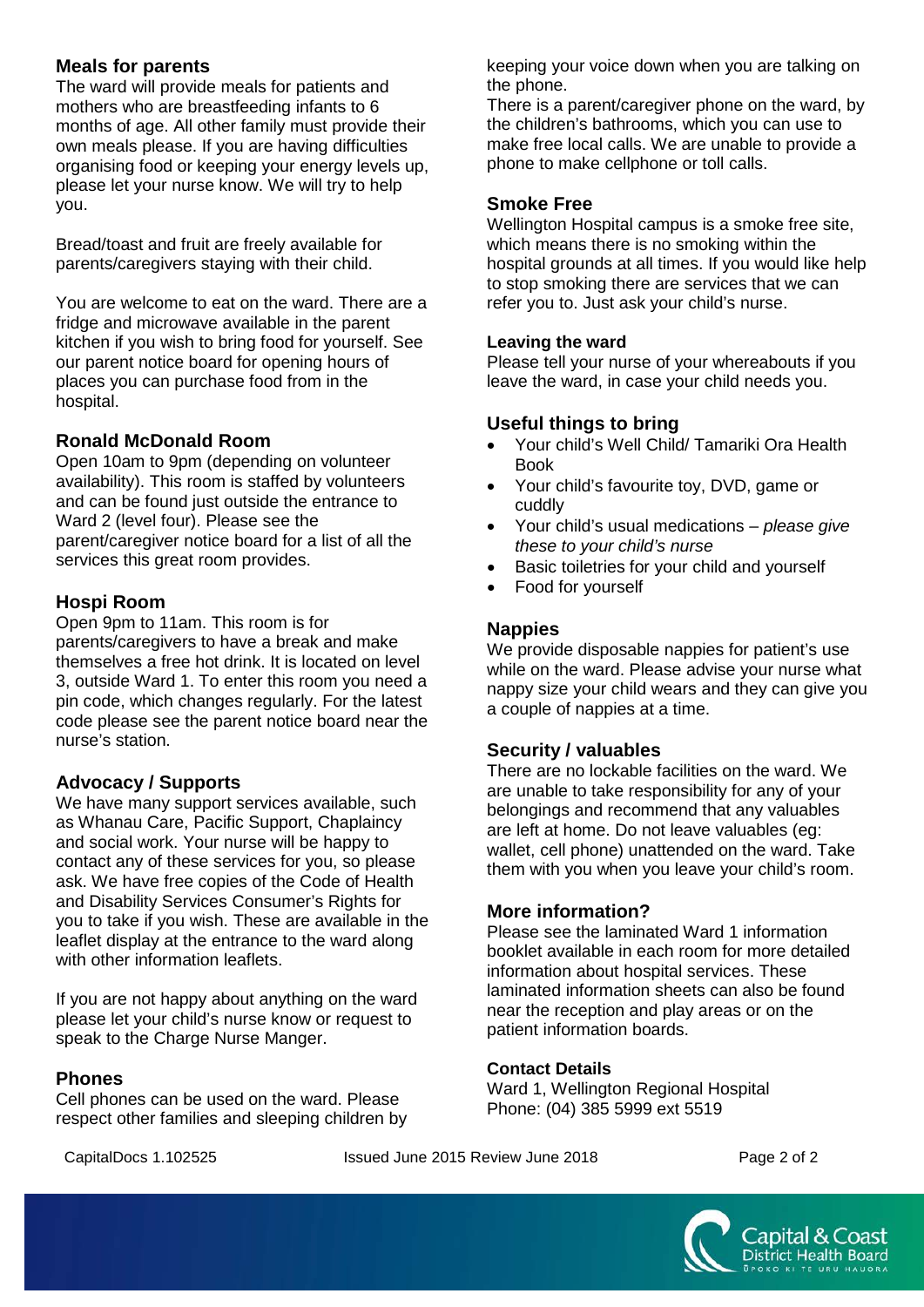## Meals for parents

The ward will provide meals for patients and mothers who are breastfeeding infants to 6 months of age. All other family must provide their own meals please. If you are having difficulties organising food or keeping your energy levels up, please let your nurse know. We will try to help you.

Bread/toast and fruit are freely available for parents/caregivers staying with their child.

You are welcome to eat on the ward. There are a fridge and microwave available in the parent kitchen if you wish to bring food for yourself. See our parent notice board for opening hours of places you can purchase food from in the hospital.

## Ronald McDonald Room

Open 10am to 9pm (depending on volunteer availability). This room is staffed by volunteers and can be found just outside the entrance to Ward 2 (level four). Please see the parent/caregiver notice board for a list of all the services this great room provides.

## Hospi Room

Open 9pm to 11am. This room is for parents/caregivers to have a break and make themselves a free hot drink. It is located on level 3, outside Ward 1. To enter this room you need a pin code, which changes regularly. For the latest code please see the parent notice board near the nurse's station.

## Advocacy / Supports

We have many support services available, such as Whanau Care, Pacific Support, Chaplaincy and social work. Your nurse will be happy to contact any of these services for you, so please ask. We have free copies of the Code of Health and Disability Services Consumer's Rights for you to take if you wish. These are available in the leaflet display at the entrance to the ward along with other information leaflets.

If you are not happy about anything on the ward please let your child's nurse know or request to speak to the Charge Nurse Manger.

## Phones

Cell phones can be used on the ward. Please respect other families and sleeping children by keeping your voice down when you are talking on the phone.

There is a parent/caregiver phone on the ward, by the children's bathrooms, which you can use to make free local calls. We are unable to provide a phone to make cellphone or toll calls.

## Smoke Free

Wellington Hospital campus is a smoke free site, which means there is no smoking within the hospital grounds at all times. If you would like help to stop smoking there are services that we can refer you to. Just ask your child's nurse.

### Leaving the ward

Please tell your nurse of your whereabouts if you leave the ward, in case your child needs you.

## Useful things to bring

- Your child's Well Child/ Tamariki Ora Health Book
- Your child's favourite toy, DVD, game or cuddly
- Your child's usual medications – *please give these to your child's nurse*
- Basic toiletries for your child and yourself
- Food for yourself

## Nappies

We provide disposable nappies for patient's use while on the ward. Please advise your nurse what nappy size your child wears and they can give you a couple of nappies at a time.

## Security / valuables

There are no lockable facilities on the ward. We are unable to take responsibility for any of your belongings and recommend that any valuables are left at home. Do not leave valuables (eg: wallet, cell phone) unattended on the ward. Take them with you when you leave your child's room.

## More information?

Please see the laminated Ward 1 information booklet available in each room for more detailed information about hospital services. These laminated information sheets can also be found near the reception and play areas or on the patient information boards.

### Contact Details

Ward 1, Wellington Regional Hospital
Phone: (04) 385 5999 ext 5519

CapitalDocs 1.102525 Issued June 2015 Review June 2018

Capital & Coast District Health Board
ŪPOKO KI TE URU HAUORA